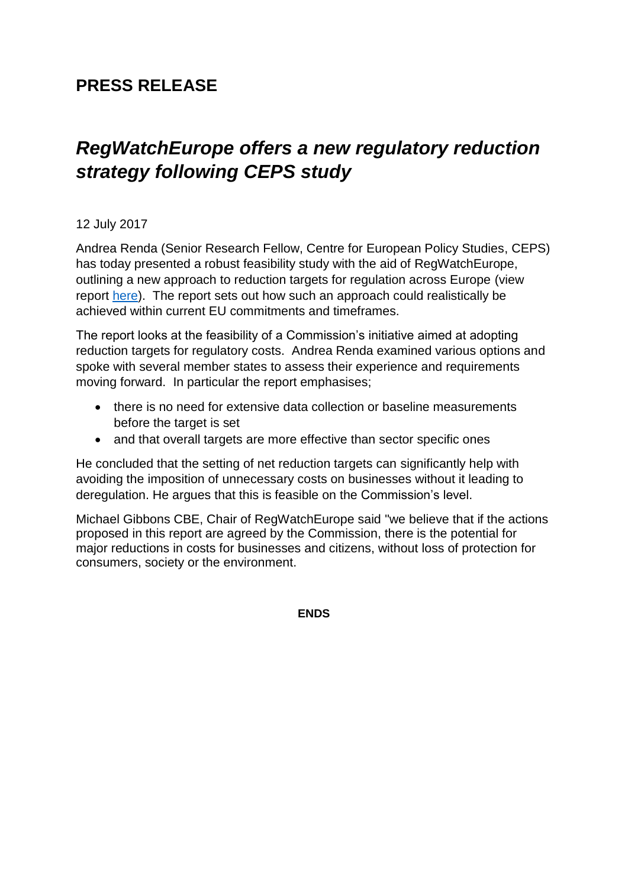## PRESS RELEASE

# *RegWatchEurope offers a new regulatory reduction strategy following CEPS study*

12 July 2017

Andrea Renda (Senior Research Fellow, Centre for European Policy Studies, CEPS) has today presented a robust feasibility study with the aid of RegWatchEurope, outlining a new approach to reduction targets for regulation across Europe (view report here). The report sets out how such an approach could realistically be achieved within current EU commitments and timeframes.

The report looks at the feasibility of a Commission's initiative aimed at adopting reduction targets for regulatory costs. Andrea Renda examined various options and spoke with several member states to assess their experience and requirements moving forward. In particular the report emphasises;

- there is no need for extensive data collection or baseline measurements before the target is set
- and that overall targets are more effective than sector specific ones

He concluded that the setting of net reduction targets can significantly help with avoiding the imposition of unnecessary costs on businesses without it leading to deregulation. He argues that this is feasible on the Commission's level.

Michael Gibbons CBE, Chair of RegWatchEurope said "we believe that if the actions proposed in this report are agreed by the Commission, there is the potential for major reductions in costs for businesses and citizens, without loss of protection for consumers, society or the environment.

**ENDS**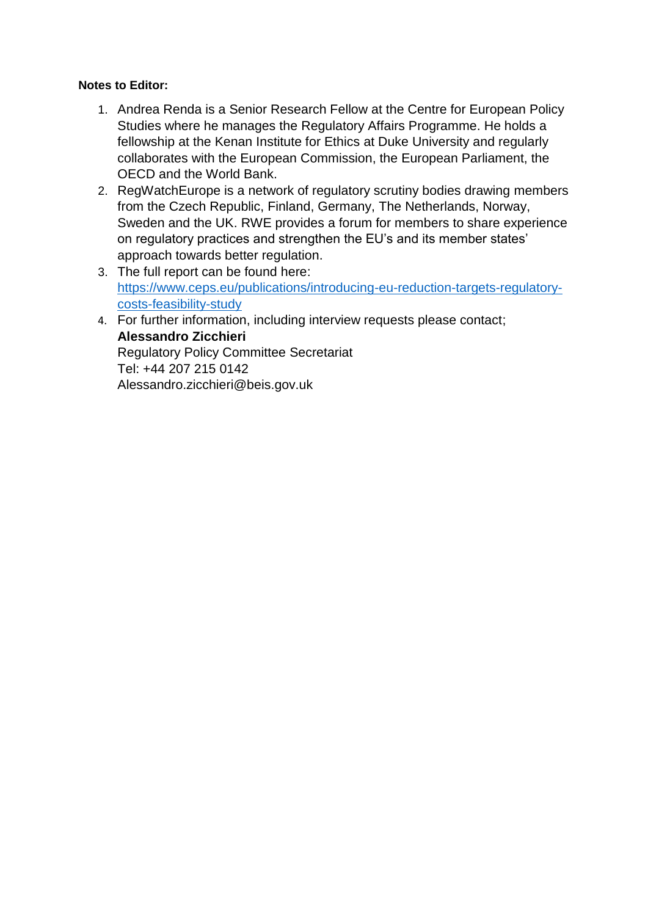**Notes to Editor:**

1. Andrea Renda is a Senior Research Fellow at the Centre for European Policy Studies where he manages the Regulatory Affairs Programme. He holds a fellowship at the Kenan Institute for Ethics at Duke University and regularly collaborates with the European Commission, the European Parliament, the OECD and the World Bank.
2. RegWatchEurope is a network of regulatory scrutiny bodies drawing members from the Czech Republic, Finland, Germany, The Netherlands, Norway, Sweden and the UK. RWE provides a forum for members to share experience on regulatory practices and strengthen the EU's and its member states' approach towards better regulation.
3. The full report can be found here: [https://www.ceps.eu/publications/introducing-eu-reduction-targets-regulatory-costs-feasibility-study](https://www.ceps.eu/publications/introducing-eu-reduction-targets-regulatory-costs-feasibility-study)
4. For further information, including interview requests please contact;
   **Alessandro Zicchieri**
   Regulatory Policy Committee Secretariat
   Tel: +44 207 215 0142
   Alessandro.zicchieri@beis.gov.uk